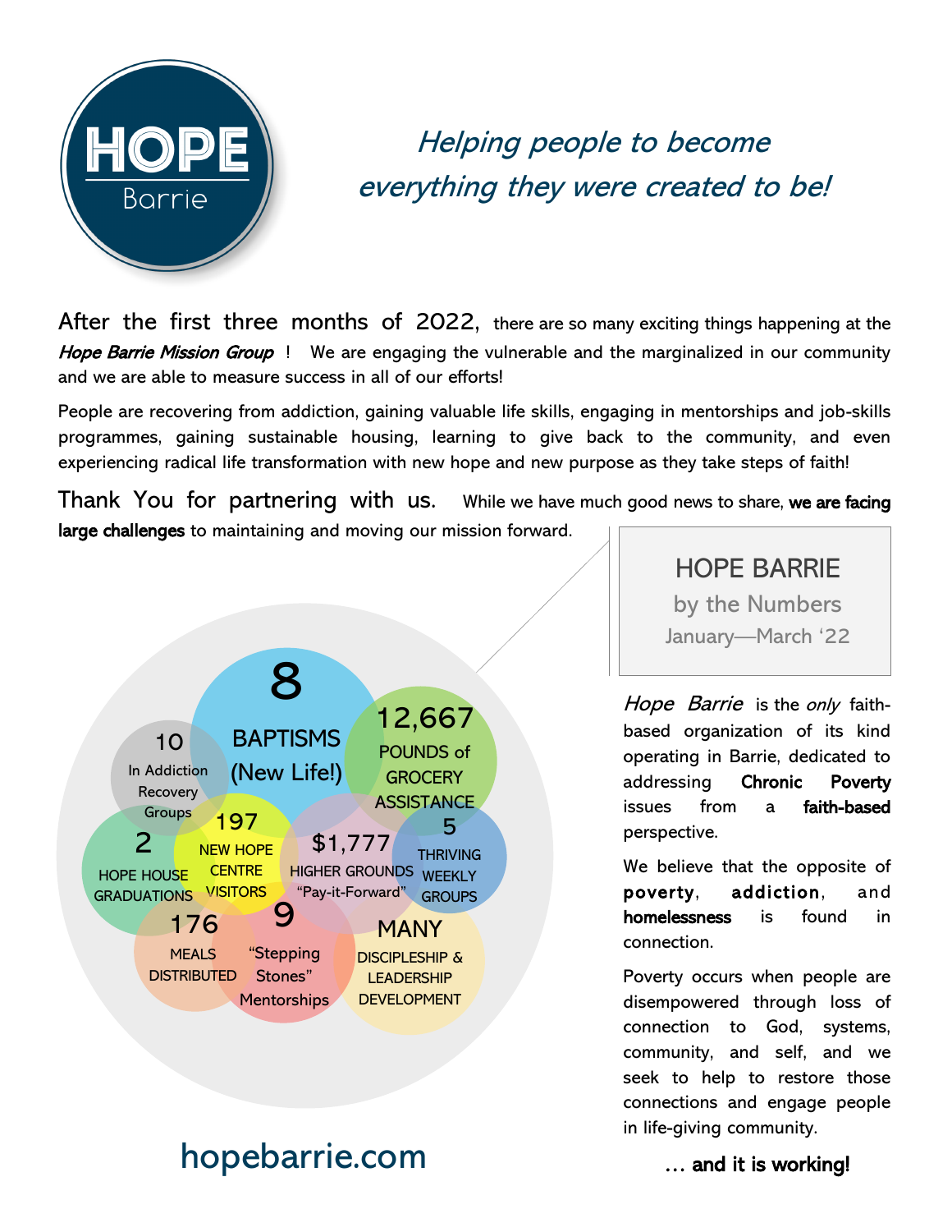# HOPE Barrie

*Helping people to become everything they were created to be!*

After the first three months of 2022, there are so many exciting things happening at the *Hope Barrie Mission Group*! We are engaging the vulnerable and the marginalized in our community and we are able to measure success in all of our efforts!

People are recovering from addiction, gaining valuable life skills, engaging in mentorships and job-skills programmes, gaining sustainable housing, learning to give back to the community, and even experiencing radical life transformation with new hope and new purpose as they take steps of faith!

Thank You for partnering with us. While we have much good news to share, **we are facing large challenges** to maintaining and moving our mission forward.

## HOPE BARRIE by the Numbers

January—March '22

- **8** BAPTISMS (New Life!)
- **12,667** POUNDS of GROCERY ASSISTANCE
- **10** In Addiction Recovery Groups
- **197** NEW HOPE CENTRE VISITORS
- **$1,777** HIGHER GROUNDS "Pay-it-Forward"
- **5** THRIVING WEEKLY GROUPS
- **2** HOPE HOUSE GRADUATIONS
- **176** MEALS DISTRIBUTED
- **9** "Stepping Stones" Mentorships
- **MANY** DISCIPLESHIP & LEADERSHIP DEVELOPMENT

*Hope Barrie* is the *only* faith-based organization of its kind operating in Barrie, dedicated to addressing **Chronic Poverty** issues from a **faith-based** perspective.

We believe that the opposite of **poverty**, **addiction**, and **homelessness** is found in connection.

Poverty occurs when people are disempowered through loss of connection to God, systems, community, and self, and we seek to help to restore those connections and engage people in life-giving community.

**… and it is working!**

hopebarrie.com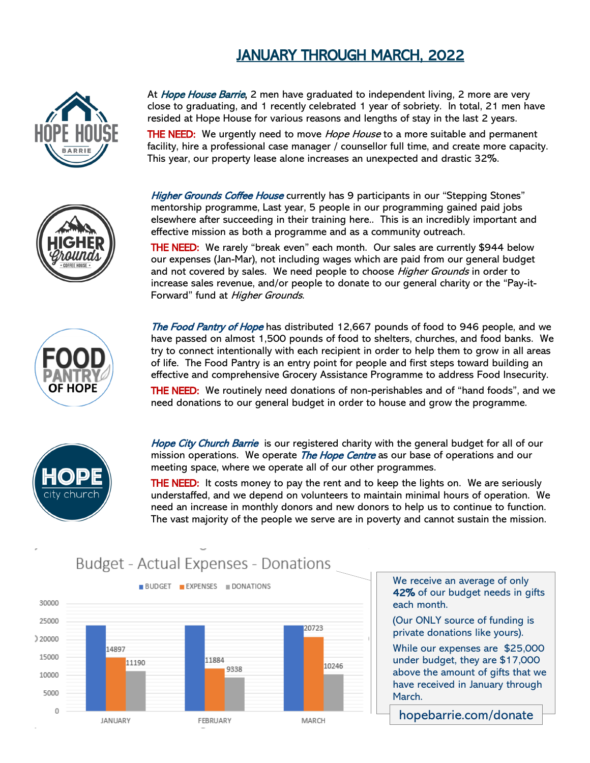# JANUARY THROUGH MARCH, 2022

At *Hope House Barrie*, 2 men have graduated to independent living, 2 more are very close to graduating, and 1 recently celebrated 1 year of sobriety. In total, 21 men have resided at Hope House for various reasons and lengths of stay in the last 2 years.

**THE NEED:** We urgently need to move *Hope House* to a more suitable and permanent facility, hire a professional case manager / counsellor full time, and create more capacity. This year, our property lease alone increases an unexpected and drastic 32%.

*Higher Grounds Coffee House* currently has 9 participants in our "Stepping Stones" mentorship programme, Last year, 5 people in our programming gained paid jobs elsewhere after succeeding in their training here.. This is an incredibly important and effective mission as both a programme and as a community outreach.

**THE NEED:** We rarely "break even" each month. Our sales are currently $944 below our expenses (Jan-Mar), not including wages which are paid from our general budget and not covered by sales. We need people to choose *Higher Grounds* in order to increase sales revenue, and/or people to donate to our general charity or the "Pay-it-Forward" fund at *Higher Grounds*.

*The Food Pantry of Hope* has distributed 12,667 pounds of food to 946 people, and we have passed on almost 1,500 pounds of food to shelters, churches, and food banks. We try to connect intentionally with each recipient in order to help them to grow in all areas of life. The Food Pantry is an entry point for people and first steps toward building an effective and comprehensive Grocery Assistance Programme to address Food Insecurity.

**THE NEED:** We routinely need donations of non-perishables and of "hand foods", and we need donations to our general budget in order to house and grow the programme.

*Hope City Church Barrie* is our registered charity with the general budget for all of our mission operations. We operate *The Hope Centre* as our base of operations and our meeting space, where we operate all of our other programmes.

**THE NEED:** It costs money to pay the rent and to keep the lights on. We are seriously understaffed, and we depend on volunteers to maintain minimal hours of operation. We need an increase in monthly donors and new donors to help us to continue to function. The vast majority of the people we serve are in poverty and cannot sustain the mission.

Budget - Actual Expenses - Donations

BUDGET EXPENSES DONATIONS

30000
25000
20000
15000
10000
5000
0

JANUARY: 14897, 11190
FEBRUARY: 11884, 9338
MARCH: 20723, 10246

We receive an average of only **42%** of our budget needs in gifts each month.

(Our ONLY source of funding is private donations like yours).

While our expenses are $25,000 under budget, they are $17,000 above the amount of gifts that we have received in January through March.

hopebarrie.com/donate